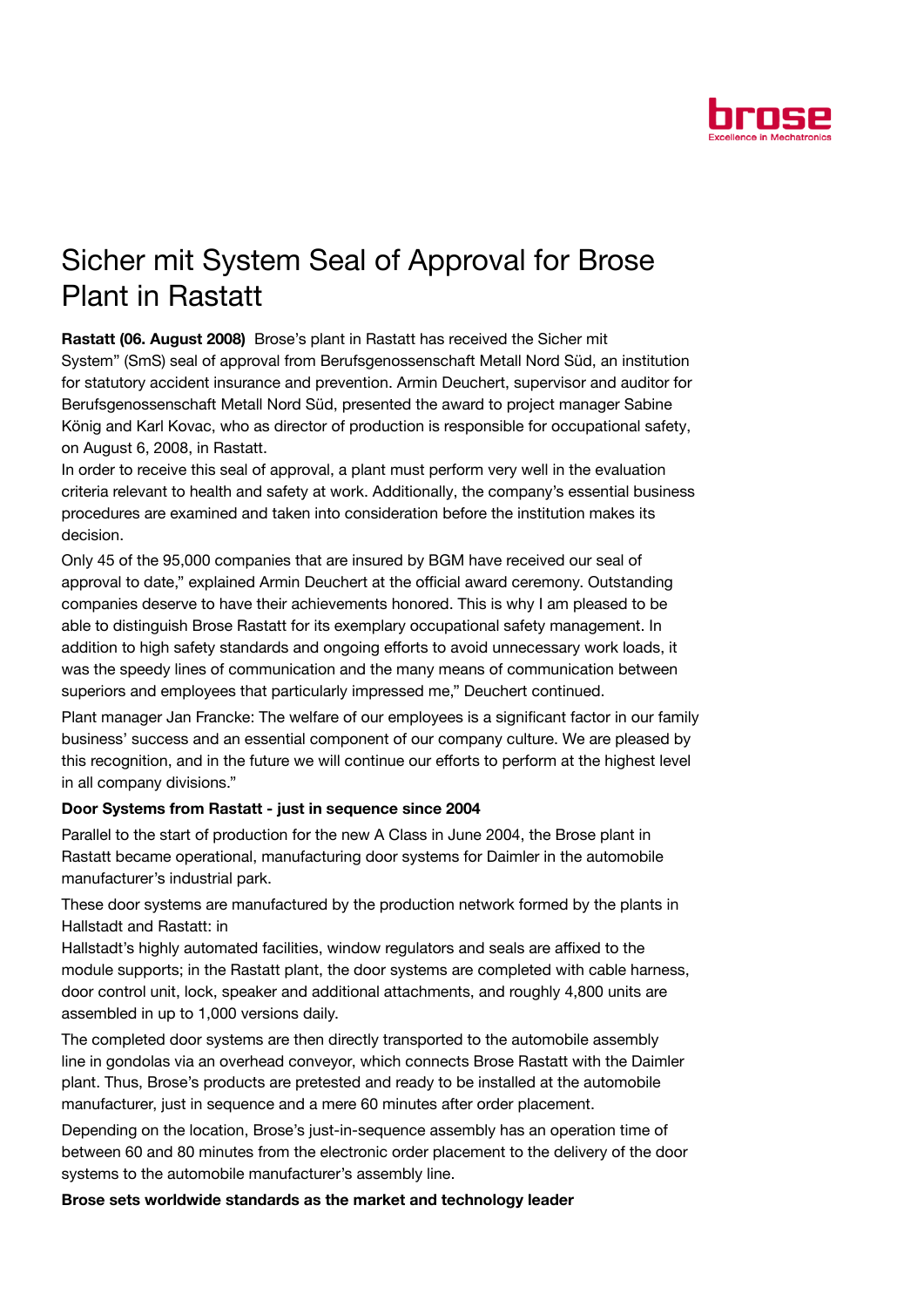# Sicher mit System Seal of Approval for Brose Plant in Rastatt

**Rastatt (06. August 2008)** Brose's plant in Rastatt has received the Sicher mit System" (SmS) seal of approval from Berufsgenossenschaft Metall Nord Süd, an institution for statutory accident insurance and prevention. Armin Deuchert, supervisor and auditor for Berufsgenossenschaft Metall Nord Süd, presented the award to project manager Sabine König and Karl Kovac, who as director of production is responsible for occupational safety, on August 6, 2008, in Rastatt.

In order to receive this seal of approval, a plant must perform very well in the evaluation criteria relevant to health and safety at work. Additionally, the company's essential business procedures are examined and taken into consideration before the institution makes its decision.

Only 45 of the 95,000 companies that are insured by BGM have received our seal of approval to date," explained Armin Deuchert at the official award ceremony. Outstanding companies deserve to have their achievements honored. This is why I am pleased to be able to distinguish Brose Rastatt for its exemplary occupational safety management. In addition to high safety standards and ongoing efforts to avoid unnecessary work loads, it was the speedy lines of communication and the many means of communication between superiors and employees that particularly impressed me," Deuchert continued.

Plant manager Jan Francke: The welfare of our employees is a significant factor in our family business' success and an essential component of our company culture. We are pleased by this recognition, and in the future we will continue our efforts to perform at the highest level in all company divisions."

**Door Systems from Rastatt - just in sequence since 2004**

Parallel to the start of production for the new A Class in June 2004, the Brose plant in Rastatt became operational, manufacturing door systems for Daimler in the automobile manufacturer's industrial park.

These door systems are manufactured by the production network formed by the plants in Hallstadt and Rastatt: in Hallstadt's highly automated facilities, window regulators and seals are affixed to the module supports; in the Rastatt plant, the door systems are completed with cable harness, door control unit, lock, speaker and additional attachments, and roughly 4,800 units are assembled in up to 1,000 versions daily.

The completed door systems are then directly transported to the automobile assembly line in gondolas via an overhead conveyor, which connects Brose Rastatt with the Daimler plant. Thus, Brose's products are pretested and ready to be installed at the automobile manufacturer, just in sequence and a mere 60 minutes after order placement.

Depending on the location, Brose's just-in-sequence assembly has an operation time of between 60 and 80 minutes from the electronic order placement to the delivery of the door systems to the automobile manufacturer's assembly line.

**Brose sets worldwide standards as the market and technology leader**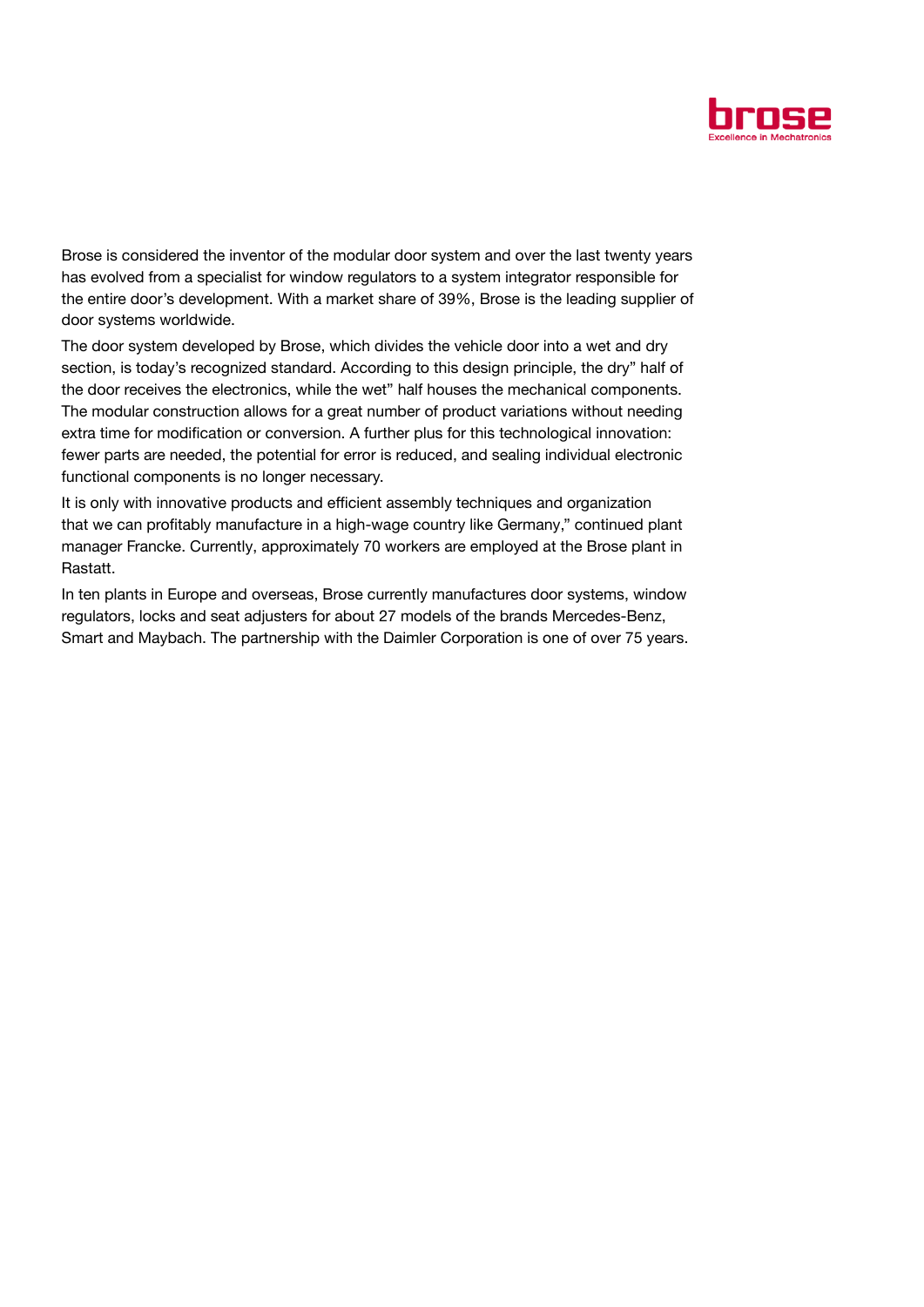Brose is considered the inventor of the modular door system and over the last twenty years has evolved from a specialist for window regulators to a system integrator responsible for the entire door's development. With a market share of 39%, Brose is the leading supplier of door systems worldwide.

The door system developed by Brose, which divides the vehicle door into a wet and dry section, is today's recognized standard. According to this design principle, the dry" half of the door receives the electronics, while the wet" half houses the mechanical components. The modular construction allows for a great number of product variations without needing extra time for modification or conversion. A further plus for this technological innovation: fewer parts are needed, the potential for error is reduced, and sealing individual electronic functional components is no longer necessary.

It is only with innovative products and efficient assembly techniques and organization that we can profitably manufacture in a high-wage country like Germany," continued plant manager Francke. Currently, approximately 70 workers are employed at the Brose plant in Rastatt.

In ten plants in Europe and overseas, Brose currently manufactures door systems, window regulators, locks and seat adjusters for about 27 models of the brands Mercedes-Benz, Smart and Maybach. The partnership with the Daimler Corporation is one of over 75 years.